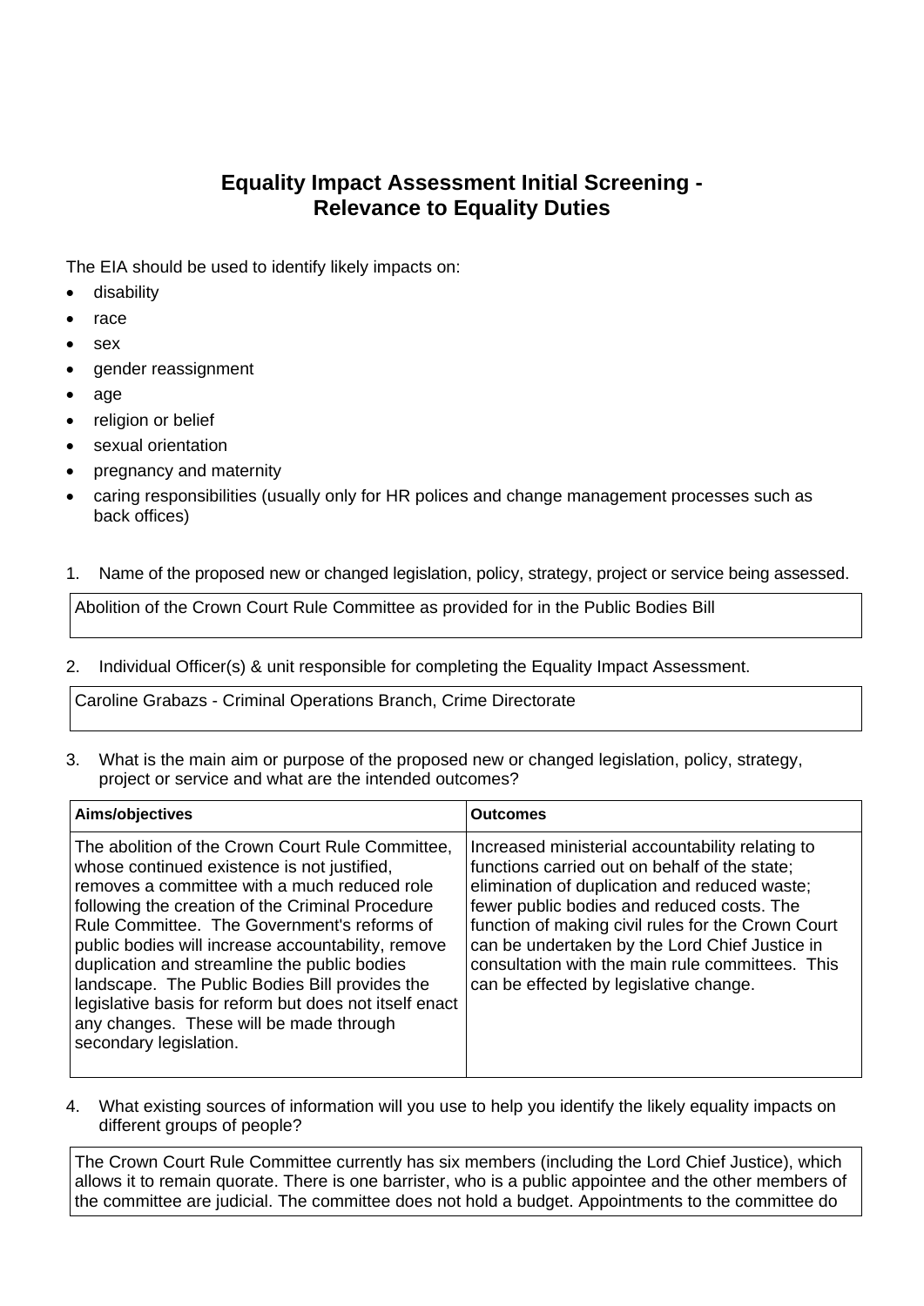# Equality Impact Assessment Initial Screening - Relevance to Equality Duties

The EIA should be used to identify likely impacts on:

- disability
- race
- sex
- gender reassignment
- age
- religion or belief
- sexual orientation
- pregnancy and maternity
- caring responsibilities (usually only for HR polices and change management processes such as back offices)

1. Name of the proposed new or changed legislation, policy, strategy, project or service being assessed.

| Abolition of the Crown Court Rule Committee as provided for in the Public Bodies Bill |
|---|

2. Individual Officer(s) & unit responsible for completing the Equality Impact Assessment.

| Caroline Grabazs - Criminal Operations Branch, Crime Directorate |
|---|

3. What is the main aim or purpose of the proposed new or changed legislation, policy, strategy, project or service and what are the intended outcomes?

| Aims/objectives | Outcomes |
|---|---|
| The abolition of the Crown Court Rule Committee, whose continued existence is not justified, removes a committee with a much reduced role following the creation of the Criminal Procedure Rule Committee. The Government's reforms of public bodies will increase accountability, remove duplication and streamline the public bodies landscape. The Public Bodies Bill provides the legislative basis for reform but does not itself enact any changes. These will be made through secondary legislation. | Increased ministerial accountability relating to functions carried out on behalf of the state; elimination of duplication and reduced waste; fewer public bodies and reduced costs. The function of making civil rules for the Crown Court can be undertaken by the Lord Chief Justice in consultation with the main rule committees. This can be effected by legislative change. |

4. What existing sources of information will you use to help you identify the likely equality impacts on different groups of people?

| The Crown Court Rule Committee currently has six members (including the Lord Chief Justice), which allows it to remain quorate. There is one barrister, who is a public appointee and the other members of the committee are judicial. The committee does not hold a budget. Appointments to the committee do |
|---|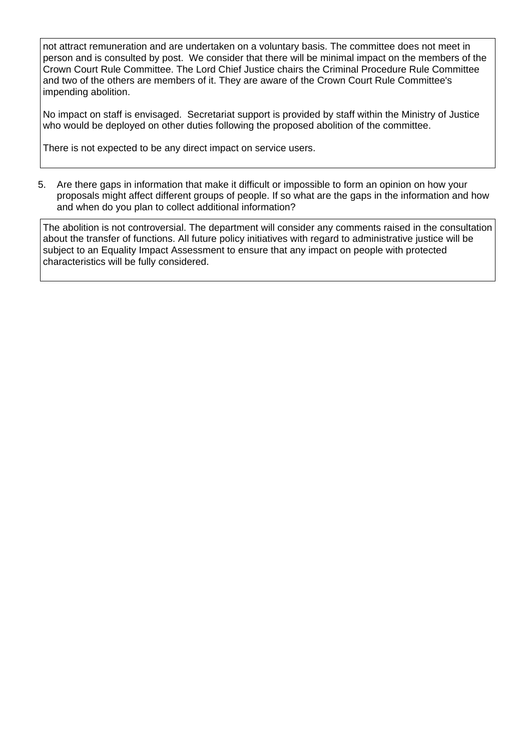not attract remuneration and are undertaken on a voluntary basis. The committee does not meet in person and is consulted by post. We consider that there will be minimal impact on the members of the Crown Court Rule Committee. The Lord Chief Justice chairs the Criminal Procedure Rule Committee and two of the others are members of it. They are aware of the Crown Court Rule Committee's impending abolition.

No impact on staff is envisaged. Secretariat support is provided by staff within the Ministry of Justice who would be deployed on other duties following the proposed abolition of the committee.

There is not expected to be any direct impact on service users.

5. Are there gaps in information that make it difficult or impossible to form an opinion on how your proposals might affect different groups of people. If so what are the gaps in the information and how and when do you plan to collect additional information?

The abolition is not controversial. The department will consider any comments raised in the consultation about the transfer of functions. All future policy initiatives with regard to administrative justice will be subject to an Equality Impact Assessment to ensure that any impact on people with protected characteristics will be fully considered.